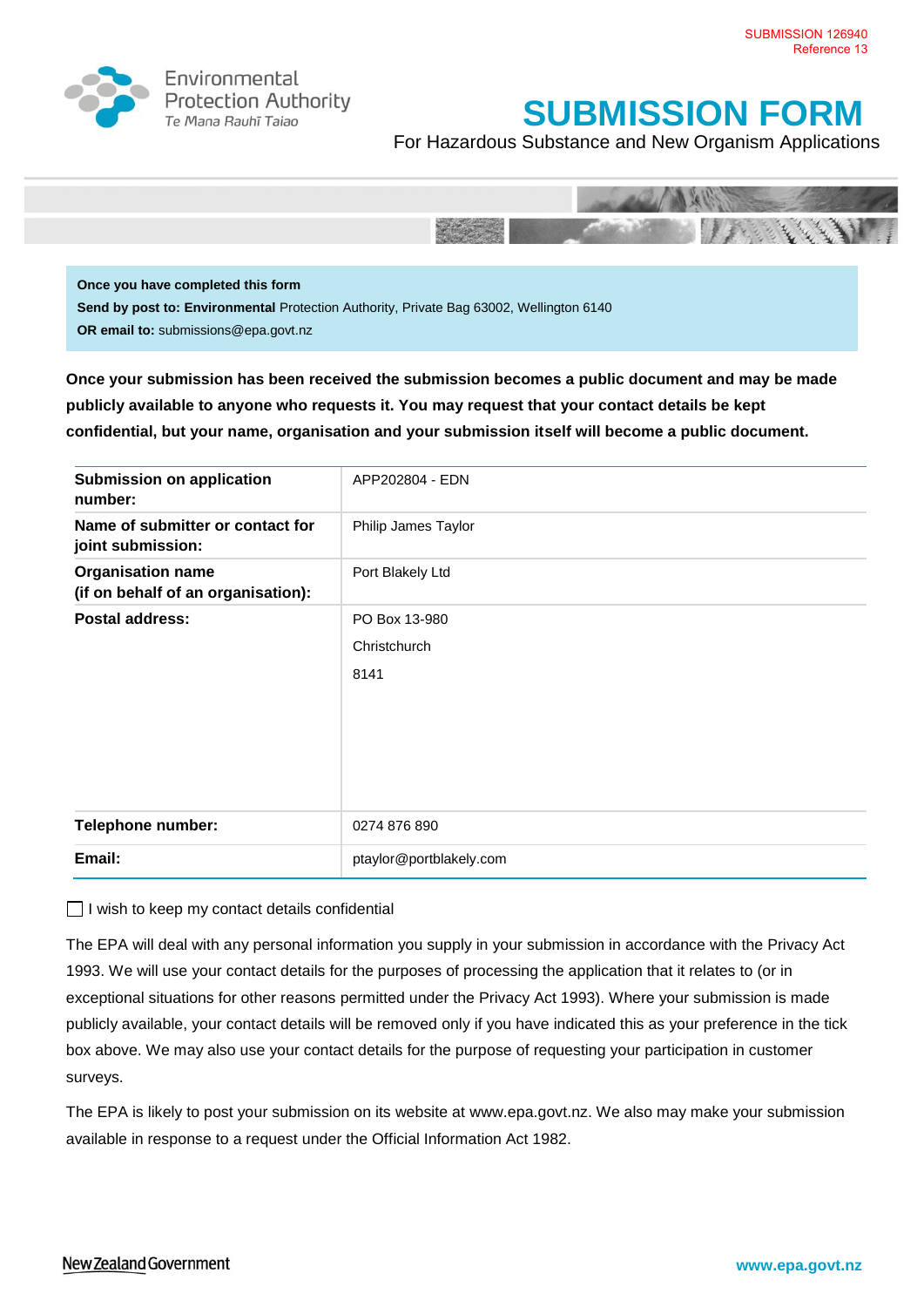SUBMISSION 126940
Reference 13

Environmental Protection Authority
Te Mana Rauhī Taiao

# SUBMISSION FORM

For Hazardous Substance and New Organism Applications

**Once you have completed this form**
**Send by post to: Environmental** Protection Authority, Private Bag 63002, Wellington 6140
**OR email to:** submissions@epa.govt.nz

**Once your submission has been received the submission becomes a public document and may be made publicly available to anyone who requests it. You may request that your contact details be kept confidential, but your name, organisation and your submission itself will become a public document.**

| | |
|---|---|
| **Submission on application number:** | APP202804 - EDN |
| **Name of submitter or contact for joint submission:** | Philip James Taylor |
| **Organisation name (if on behalf of an organisation):** | Port Blakely Ltd |
| **Postal address:** | PO Box 13-980<br>Christchurch<br>8141 |
| **Telephone number:** | 0274 876 890 |
| **Email:** | ptaylor@portblakely.com |

☐ I wish to keep my contact details confidential

The EPA will deal with any personal information you supply in your submission in accordance with the Privacy Act 1993. We will use your contact details for the purposes of processing the application that it relates to (or in exceptional situations for other reasons permitted under the Privacy Act 1993). Where your submission is made publicly available, your contact details will be removed only if you have indicated this as your preference in the tick box above. We may also use your contact details for the purpose of requesting your participation in customer surveys.

The EPA is likely to post your submission on its website at www.epa.govt.nz. We also may make your submission available in response to a request under the Official Information Act 1982.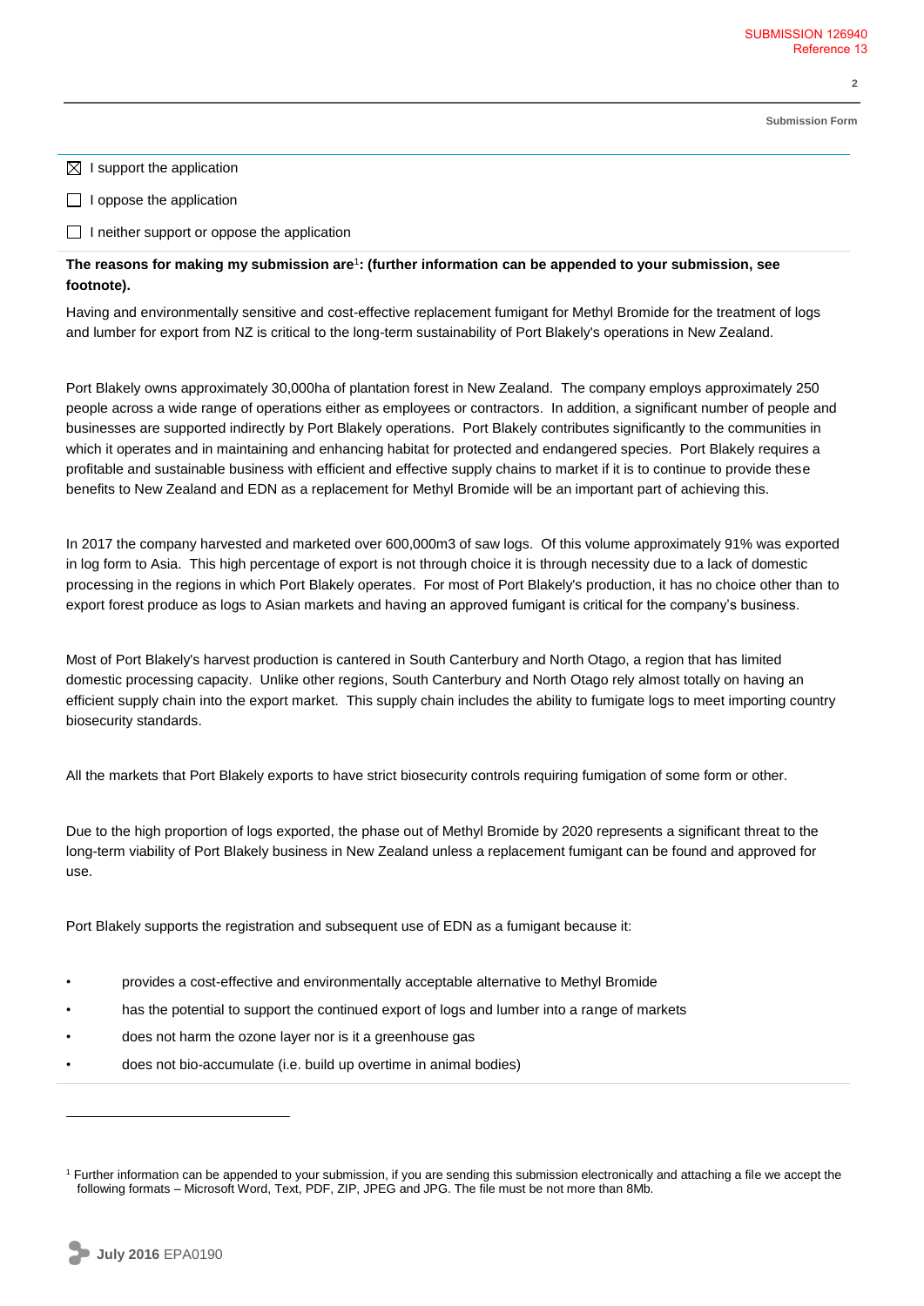☒ I support the application

☐ I oppose the application

☐ I neither support or oppose the application

**The reasons for making my submission are**[1]**: (further information can be appended to your submission, see footnote).**

Having and environmentally sensitive and cost-effective replacement fumigant for Methyl Bromide for the treatment of logs and lumber for export from NZ is critical to the long-term sustainability of Port Blakely's operations in New Zealand.

Port Blakely owns approximately 30,000ha of plantation forest in New Zealand. The company employs approximately 250 people across a wide range of operations either as employees or contractors. In addition, a significant number of people and businesses are supported indirectly by Port Blakely operations. Port Blakely contributes significantly to the communities in which it operates and in maintaining and enhancing habitat for protected and endangered species. Port Blakely requires a profitable and sustainable business with efficient and effective supply chains to market if it is to continue to provide these benefits to New Zealand and EDN as a replacement for Methyl Bromide will be an important part of achieving this.

In 2017 the company harvested and marketed over 600,000m3 of saw logs. Of this volume approximately 91% was exported in log form to Asia. This high percentage of export is not through choice it is through necessity due to a lack of domestic processing in the regions in which Port Blakely operates. For most of Port Blakely's production, it has no choice other than to export forest produce as logs to Asian markets and having an approved fumigant is critical for the company's business.

Most of Port Blakely's harvest production is cantered in South Canterbury and North Otago, a region that has limited domestic processing capacity. Unlike other regions, South Canterbury and North Otago rely almost totally on having an efficient supply chain into the export market. This supply chain includes the ability to fumigate logs to meet importing country biosecurity standards.

All the markets that Port Blakely exports to have strict biosecurity controls requiring fumigation of some form or other.

Due to the high proportion of logs exported, the phase out of Methyl Bromide by 2020 represents a significant threat to the long-term viability of Port Blakely business in New Zealand unless a replacement fumigant can be found and approved for use.

Port Blakely supports the registration and subsequent use of EDN as a fumigant because it:

- provides a cost-effective and environmentally acceptable alternative to Methyl Bromide
- has the potential to support the continued export of logs and lumber into a range of markets
- does not harm the ozone layer nor is it a greenhouse gas
- does not bio-accumulate (i.e. build up overtime in animal bodies)

[1] Further information can be appended to your submission, if you are sending this submission electronically and attaching a file we accept the following formats – Microsoft Word, Text, PDF, ZIP, JPEG and JPG. The file must be not more than 8Mb.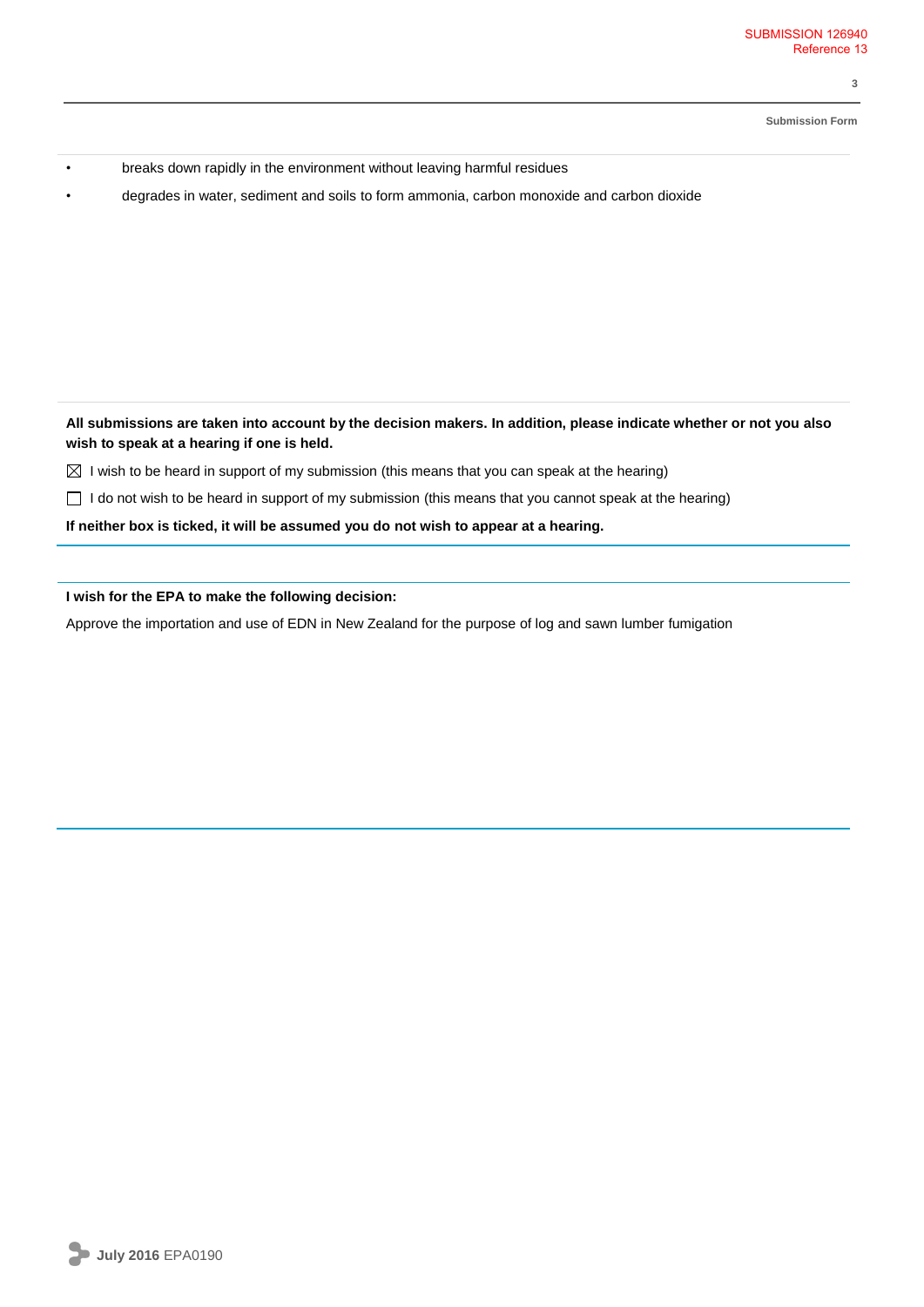- breaks down rapidly in the environment without leaving harmful residues
- degrades in water, sediment and soils to form ammonia, carbon monoxide and carbon dioxide

**All submissions are taken into account by the decision makers. In addition, please indicate whether or not you also wish to speak at a hearing if one is held.**

☒ I wish to be heard in support of my submission (this means that you can speak at the hearing)

☐ I do not wish to be heard in support of my submission (this means that you cannot speak at the hearing)

**If neither box is ticked, it will be assumed you do not wish to appear at a hearing.**

**I wish for the EPA to make the following decision:**

Approve the importation and use of EDN in New Zealand for the purpose of log and sawn lumber fumigation